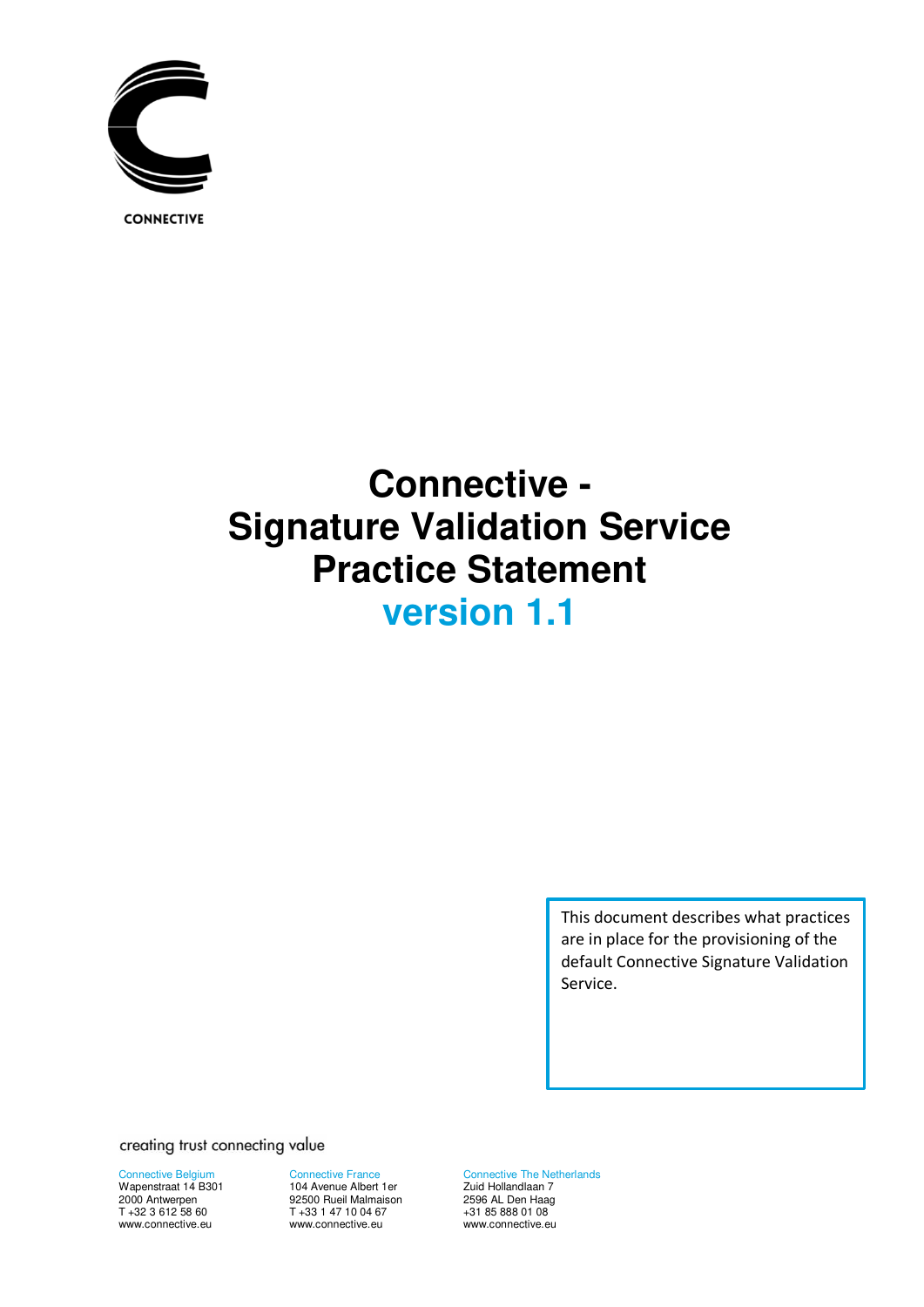CONNECTIVE

# Connective - Signature Validation Service Practice Statement

## version 1.1

This document describes what practices are in place for the provisioning of the default Connective Signature Validation Service.

creating trust connecting value

Connective Belgium
Wapenstraat 14 B301
2000 Antwerpen
T +32 3 612 58 60
www.connective.eu

Connective France
104 Avenue Albert 1er
92500 Rueil Malmaison
T +33 1 47 10 04 67
www.connective.eu

Connective The Netherlands
Zuid Hollandlaan 7
2596 AL Den Haag
+31 85 888 01 08
www.connective.eu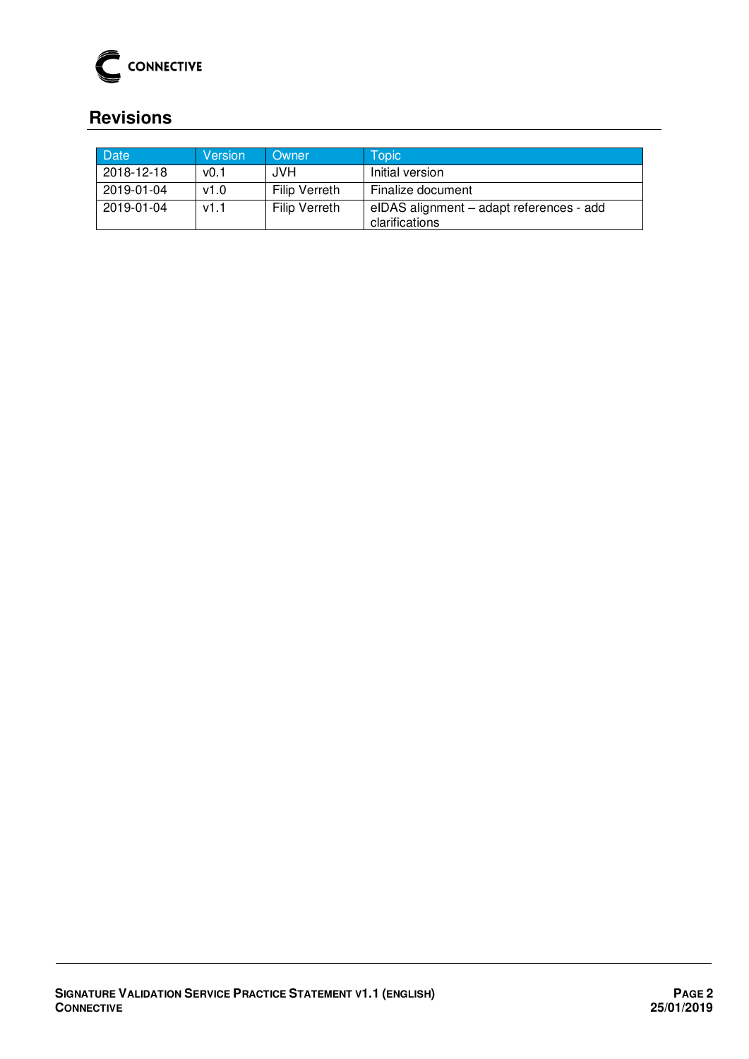## Revisions

| Date | Version | Owner | Topic |
|---|---|---|---|
| 2018-12-18 | v0.1 | JVH | Initial version |
| 2019-01-04 | v1.0 | Filip Verreth | Finalize document |
| 2019-01-04 | v1.1 | Filip Verreth | eIDAS alignment – adapt references - add clarifications |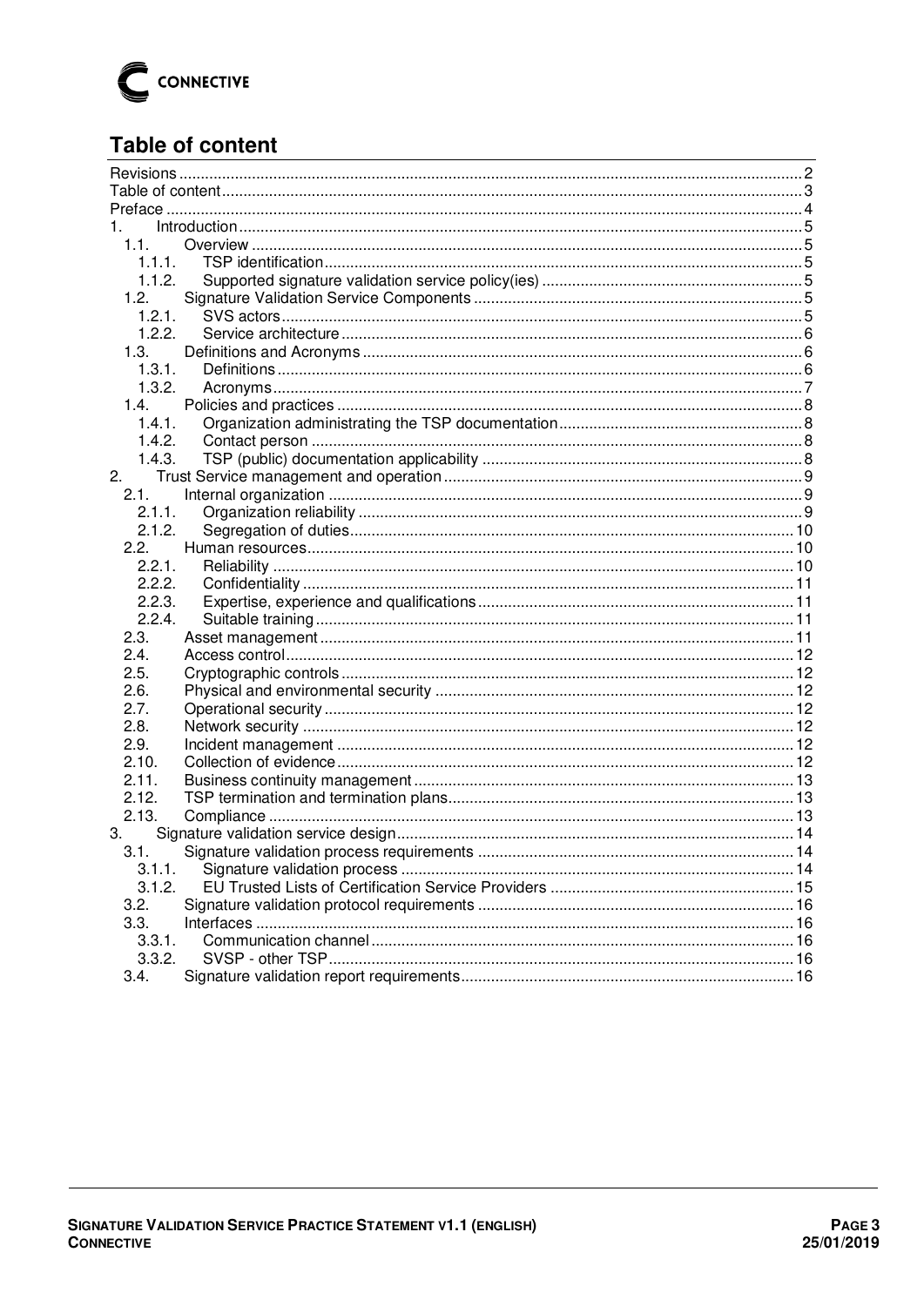## Table of content

Revisions ........ 2
Table of content ........ 3
Preface ........ 4
1. Introduction ........ 5
- 1.1. Overview ........ 5
  - 1.1.1. TSP identification ........ 5
  - 1.1.2. Supported signature validation service policy(ies) ........ 5
- 1.2. Signature Validation Service Components ........ 5
  - 1.2.1. SVS actors ........ 5
  - 1.2.2. Service architecture ........ 6
- 1.3. Definitions and Acronyms ........ 6
  - 1.3.1. Definitions ........ 6
  - 1.3.2. Acronyms ........ 7
- 1.4. Policies and practices ........ 8
  - 1.4.1. Organization administrating the TSP documentation ........ 8
  - 1.4.2. Contact person ........ 8
  - 1.4.3. TSP (public) documentation applicability ........ 8

2. Trust Service management and operation ........ 9
- 2.1. Internal organization ........ 9
  - 2.1.1. Organization reliability ........ 9
  - 2.1.2. Segregation of duties ........ 10
- 2.2. Human resources ........ 10
  - 2.2.1. Reliability ........ 10
  - 2.2.2. Confidentiality ........ 11
  - 2.2.3. Expertise, experience and qualifications ........ 11
  - 2.2.4. Suitable training ........ 11
- 2.3. Asset management ........ 11
- 2.4. Access control ........ 12
- 2.5. Cryptographic controls ........ 12
- 2.6. Physical and environmental security ........ 12
- 2.7. Operational security ........ 12
- 2.8. Network security ........ 12
- 2.9. Incident management ........ 12
- 2.10. Collection of evidence ........ 12
- 2.11. Business continuity management ........ 13
- 2.12. TSP termination and termination plans ........ 13
- 2.13. Compliance ........ 13

3. Signature validation service design ........ 14
- 3.1. Signature validation process requirements ........ 14
  - 3.1.1. Signature validation process ........ 14
  - 3.1.2. EU Trusted Lists of Certification Service Providers ........ 15
- 3.2. Signature validation protocol requirements ........ 16
- 3.3. Interfaces ........ 16
  - 3.3.1. Communication channel ........ 16
  - 3.3.2. SVSP - other TSP ........ 16
- 3.4. Signature validation report requirements ........ 16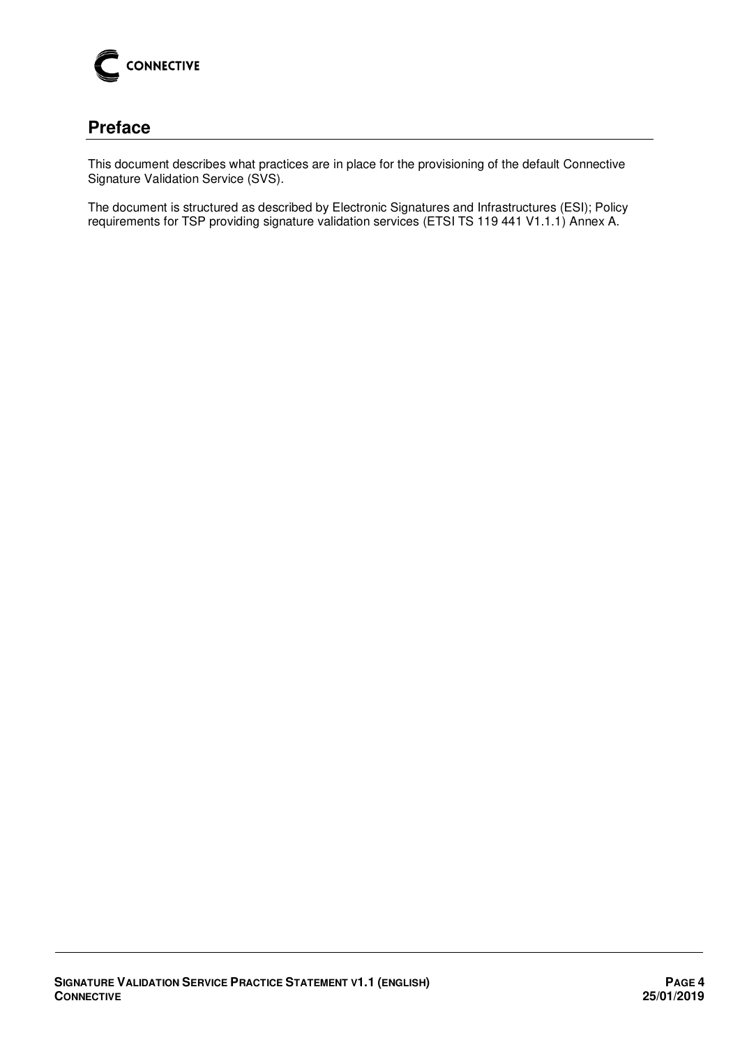# Preface

This document describes what practices are in place for the provisioning of the default Connective Signature Validation Service (SVS).

The document is structured as described by Electronic Signatures and Infrastructures (ESI); Policy requirements for TSP providing signature validation services (ETSI TS 119 441 V1.1.1) Annex A.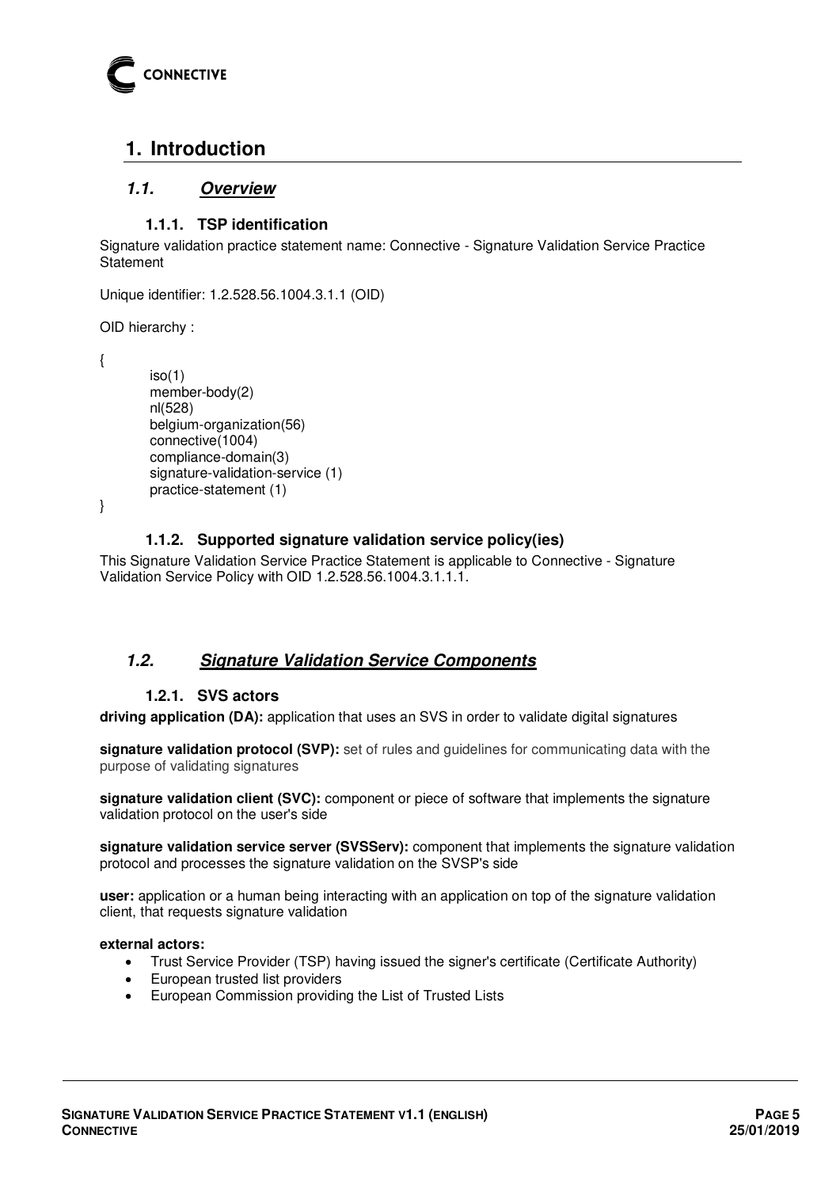# 1. Introduction

## *1.1. Overview*

### 1.1.1. TSP identification

Signature validation practice statement name: Connective - Signature Validation Service Practice Statement

Unique identifier: 1.2.528.56.1004.3.1.1 (OID)

OID hierarchy :

```
{
        iso(1)
        member-body(2)
        nl(528)
        belgium-organization(56)
        connective(1004)
        compliance-domain(3)
        signature-validation-service (1)
        practice-statement (1)
}
```

### 1.1.2. Supported signature validation service policy(ies)

This Signature Validation Service Practice Statement is applicable to Connective - Signature Validation Service Policy with OID 1.2.528.56.1004.3.1.1.1.

## *1.2. Signature Validation Service Components*

### 1.2.1. SVS actors

**driving application (DA):** application that uses an SVS in order to validate digital signatures

**signature validation protocol (SVP):** set of rules and guidelines for communicating data with the purpose of validating signatures

**signature validation client (SVC):** component or piece of software that implements the signature validation protocol on the user's side

**signature validation service server (SVSServ):** component that implements the signature validation protocol and processes the signature validation on the SVSP's side

**user:** application or a human being interacting with an application on top of the signature validation client, that requests signature validation

**external actors:**

- Trust Service Provider (TSP) having issued the signer's certificate (Certificate Authority)
- European trusted list providers
- European Commission providing the List of Trusted Lists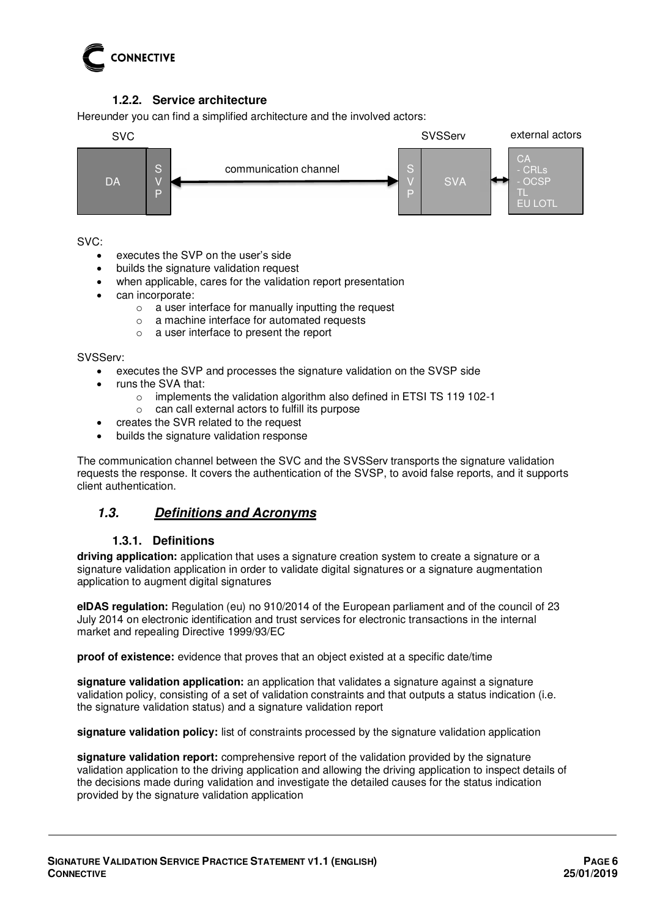### 1.2.2. Service architecture

Hereunder you can find a simplified architecture and the involved actors:

| SVC | | | SVSServ | | external actors |
|---|---|---|---|---|---|
| DA | SVP | communication channel ↔ | SVP | SVA ↔ | CA - CRLs - OCSP TL EU LOTL |

SVC:

- executes the SVP on the user's side
- builds the signature validation request
- when applicable, cares for the validation report presentation
- can incorporate:
  - a user interface for manually inputting the request
  - a machine interface for automated requests
  - a user interface to present the report

SVSServ:

- executes the SVP and processes the signature validation on the SVSP side
- runs the SVA that:
  - implements the validation algorithm also defined in ETSI TS 119 102-1
  - can call external actors to fulfill its purpose
- creates the SVR related to the request
- builds the signature validation response

The communication channel between the SVC and the SVSServ transports the signature validation requests the response. It covers the authentication of the SVSP, to avoid false reports, and it supports client authentication.

## *1.3. Definitions and Acronyms*

### 1.3.1. Definitions

**driving application:** application that uses a signature creation system to create a signature or a signature validation application in order to validate digital signatures or a signature augmentation application to augment digital signatures

**eIDAS regulation:** Regulation (eu) no 910/2014 of the European parliament and of the council of 23 July 2014 on electronic identification and trust services for electronic transactions in the internal market and repealing Directive 1999/93/EC

**proof of existence:** evidence that proves that an object existed at a specific date/time

**signature validation application:** an application that validates a signature against a signature validation policy, consisting of a set of validation constraints and that outputs a status indication (i.e. the signature validation status) and a signature validation report

**signature validation policy:** list of constraints processed by the signature validation application

**signature validation report:** comprehensive report of the validation provided by the signature validation application to the driving application and allowing the driving application to inspect details of the decisions made during validation and investigate the detailed causes for the status indication provided by the signature validation application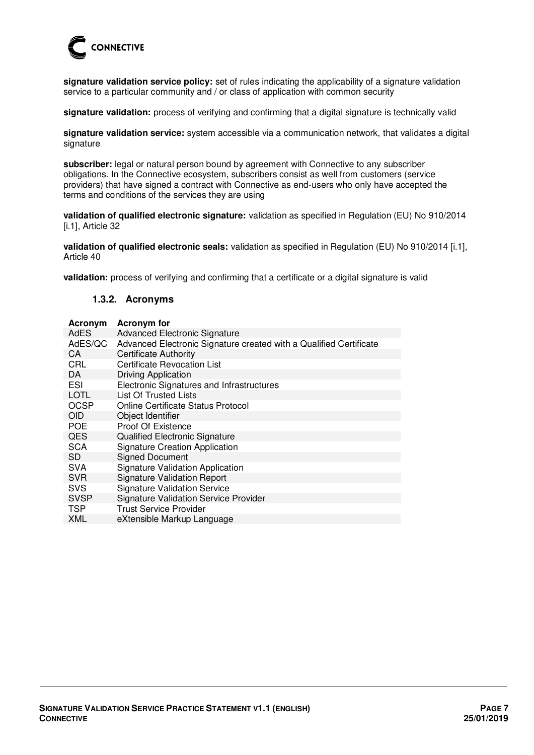**signature validation service policy:** set of rules indicating the applicability of a signature validation service to a particular community and / or class of application with common security

**signature validation:** process of verifying and confirming that a digital signature is technically valid

**signature validation service:** system accessible via a communication network, that validates a digital signature

**subscriber:** legal or natural person bound by agreement with Connective to any subscriber obligations. In the Connective ecosystem, subscribers consist as well from customers (service providers) that have signed a contract with Connective as end-users who only have accepted the terms and conditions of the services they are using

**validation of qualified electronic signature:** validation as specified in Regulation (EU) No 910/2014 [i.1], Article 32

**validation of qualified electronic seals:** validation as specified in Regulation (EU) No 910/2014 [i.1], Article 40

**validation:** process of verifying and confirming that a certificate or a digital signature is valid

### 1.3.2. Acronyms

| Acronym | Acronym for |
|---|---|
| AdES | Advanced Electronic Signature |
| AdES/QC | Advanced Electronic Signature created with a Qualified Certificate |
| CA | Certificate Authority |
| CRL | Certificate Revocation List |
| DA | Driving Application |
| ESI | Electronic Signatures and Infrastructures |
| LOTL | List Of Trusted Lists |
| OCSP | Online Certificate Status Protocol |
| OID | Object Identifier |
| POE | Proof Of Existence |
| QES | Qualified Electronic Signature |
| SCA | Signature Creation Application |
| SD | Signed Document |
| SVA | Signature Validation Application |
| SVR | Signature Validation Report |
| SVS | Signature Validation Service |
| SVSP | Signature Validation Service Provider |
| TSP | Trust Service Provider |
| XML | eXtensible Markup Language |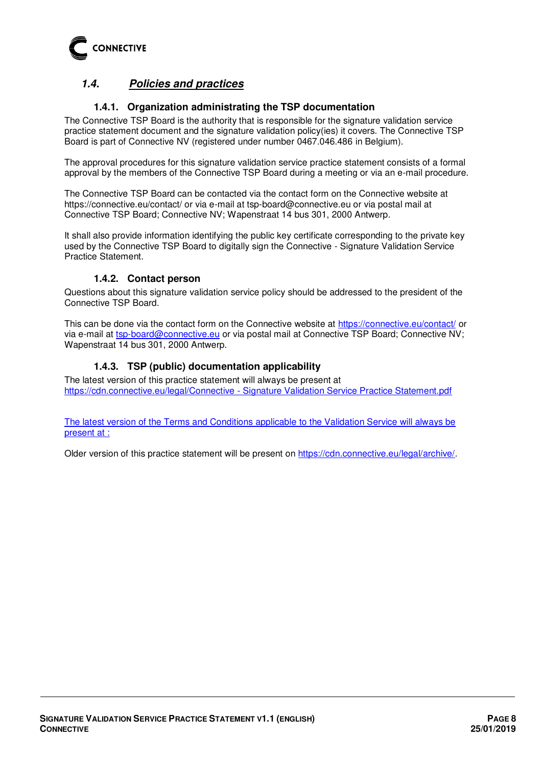## *1.4. Policies and practices*

### 1.4.1. Organization administrating the TSP documentation

The Connective TSP Board is the authority that is responsible for the signature validation service practice statement document and the signature validation policy(ies) it covers. The Connective TSP Board is part of Connective NV (registered under number 0467.046.486 in Belgium).

The approval procedures for this signature validation service practice statement consists of a formal approval by the members of the Connective TSP Board during a meeting or via an e-mail procedure.

The Connective TSP Board can be contacted via the contact form on the Connective website at https://connective.eu/contact/ or via e-mail at tsp-board@connective.eu or via postal mail at Connective TSP Board; Connective NV; Wapenstraat 14 bus 301, 2000 Antwerp.

It shall also provide information identifying the public key certificate corresponding to the private key used by the Connective TSP Board to digitally sign the Connective - Signature Validation Service Practice Statement.

### 1.4.2. Contact person

Questions about this signature validation service policy should be addressed to the president of the Connective TSP Board.

This can be done via the contact form on the Connective website at https://connective.eu/contact/ or via e-mail at tsp-board@connective.eu or via postal mail at Connective TSP Board; Connective NV; Wapenstraat 14 bus 301, 2000 Antwerp.

### 1.4.3. TSP (public) documentation applicability

The latest version of this practice statement will always be present at https://cdn.connective.eu/legal/Connective - Signature Validation Service Practice Statement.pdf

The latest version of the Terms and Conditions applicable to the Validation Service will always be present at :

Older version of this practice statement will be present on https://cdn.connective.eu/legal/archive/.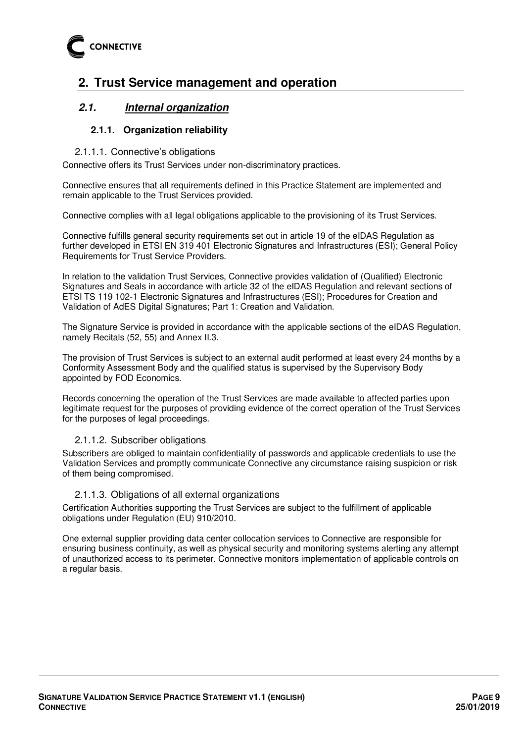# 2. Trust Service management and operation

## 2.1. *Internal organization*

### 2.1.1. Organization reliability

#### 2.1.1.1. Connective's obligations

Connective offers its Trust Services under non-discriminatory practices.

Connective ensures that all requirements defined in this Practice Statement are implemented and remain applicable to the Trust Services provided.

Connective complies with all legal obligations applicable to the provisioning of its Trust Services.

Connective fulfills general security requirements set out in article 19 of the eIDAS Regulation as further developed in ETSI EN 319 401 Electronic Signatures and Infrastructures (ESI); General Policy Requirements for Trust Service Providers.

In relation to the validation Trust Services, Connective provides validation of (Qualified) Electronic Signatures and Seals in accordance with article 32 of the eIDAS Regulation and relevant sections of ETSI TS 119 102-1 Electronic Signatures and Infrastructures (ESI); Procedures for Creation and Validation of AdES Digital Signatures; Part 1: Creation and Validation.

The Signature Service is provided in accordance with the applicable sections of the eIDAS Regulation, namely Recitals (52, 55) and Annex II.3.

The provision of Trust Services is subject to an external audit performed at least every 24 months by a Conformity Assessment Body and the qualified status is supervised by the Supervisory Body appointed by FOD Economics.

Records concerning the operation of the Trust Services are made available to affected parties upon legitimate request for the purposes of providing evidence of the correct operation of the Trust Services for the purposes of legal proceedings.

#### 2.1.1.2. Subscriber obligations

Subscribers are obliged to maintain confidentiality of passwords and applicable credentials to use the Validation Services and promptly communicate Connective any circumstance raising suspicion or risk of them being compromised.

#### 2.1.1.3. Obligations of all external organizations

Certification Authorities supporting the Trust Services are subject to the fulfillment of applicable obligations under Regulation (EU) 910/2010.

One external supplier providing data center collocation services to Connective are responsible for ensuring business continuity, as well as physical security and monitoring systems alerting any attempt of unauthorized access to its perimeter. Connective monitors implementation of applicable controls on a regular basis.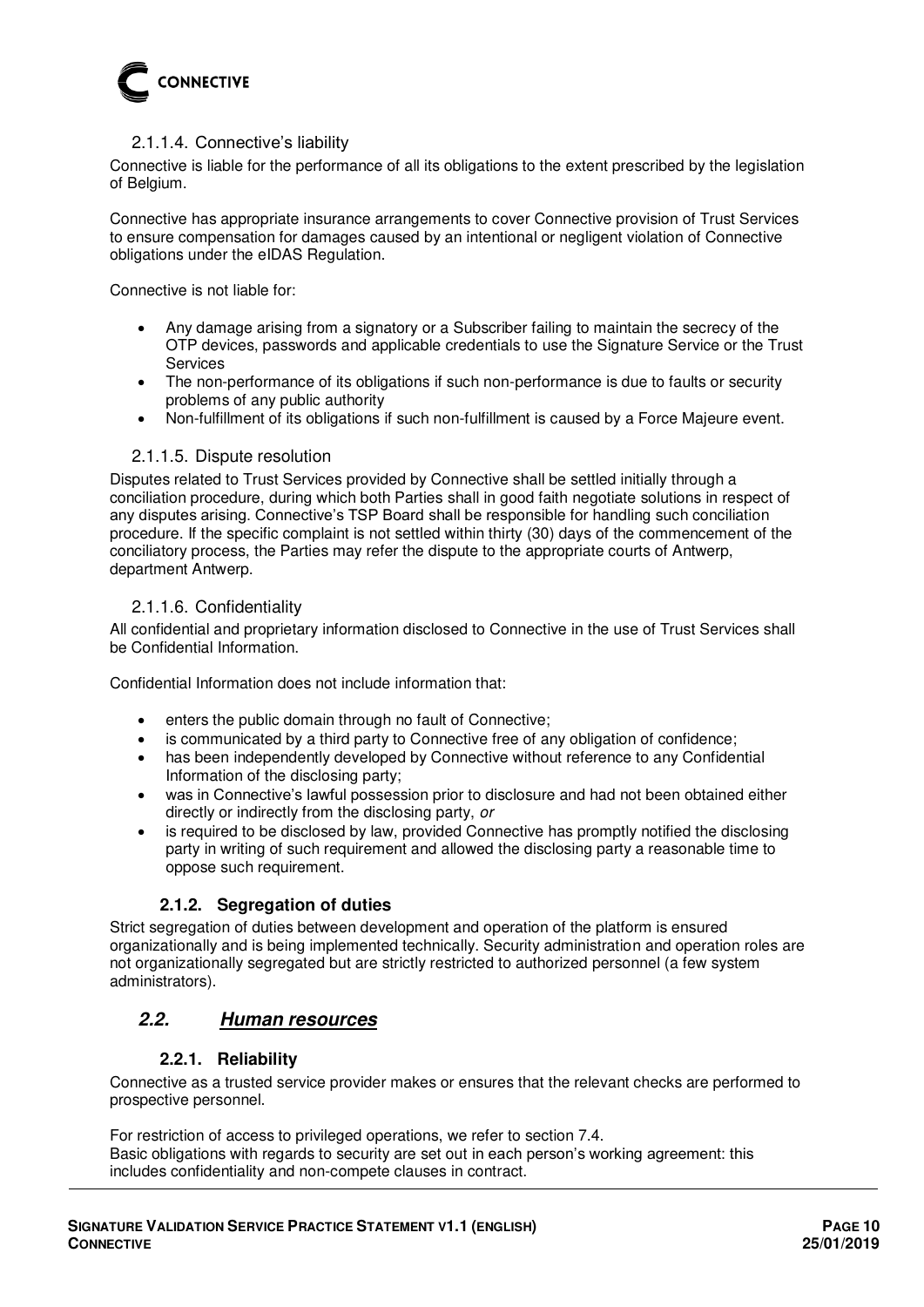#### 2.1.1.4. Connective's liability

Connective is liable for the performance of all its obligations to the extent prescribed by the legislation of Belgium.

Connective has appropriate insurance arrangements to cover Connective provision of Trust Services to ensure compensation for damages caused by an intentional or negligent violation of Connective obligations under the eIDAS Regulation.

Connective is not liable for:

- Any damage arising from a signatory or a Subscriber failing to maintain the secrecy of the OTP devices, passwords and applicable credentials to use the Signature Service or the Trust Services
- The non-performance of its obligations if such non-performance is due to faults or security problems of any public authority
- Non-fulfillment of its obligations if such non-fulfillment is caused by a Force Majeure event.

#### 2.1.1.5. Dispute resolution

Disputes related to Trust Services provided by Connective shall be settled initially through a conciliation procedure, during which both Parties shall in good faith negotiate solutions in respect of any disputes arising. Connective's TSP Board shall be responsible for handling such conciliation procedure. If the specific complaint is not settled within thirty (30) days of the commencement of the conciliatory process, the Parties may refer the dispute to the appropriate courts of Antwerp, department Antwerp.

#### 2.1.1.6. Confidentiality

All confidential and proprietary information disclosed to Connective in the use of Trust Services shall be Confidential Information.

Confidential Information does not include information that:

- enters the public domain through no fault of Connective;
- is communicated by a third party to Connective free of any obligation of confidence;
- has been independently developed by Connective without reference to any Confidential Information of the disclosing party;
- was in Connective's lawful possession prior to disclosure and had not been obtained either directly or indirectly from the disclosing party, *or*
- is required to be disclosed by law, provided Connective has promptly notified the disclosing party in writing of such requirement and allowed the disclosing party a reasonable time to oppose such requirement.

### 2.1.2. Segregation of duties

Strict segregation of duties between development and operation of the platform is ensured organizationally and is being implemented technically. Security administration and operation roles are not organizationally segregated but are strictly restricted to authorized personnel (a few system administrators).

## 2.2. Human resources

### 2.2.1. Reliability

Connective as a trusted service provider makes or ensures that the relevant checks are performed to prospective personnel.

For restriction of access to privileged operations, we refer to section 7.4.
Basic obligations with regards to security are set out in each person's working agreement: this includes confidentiality and non-compete clauses in contract.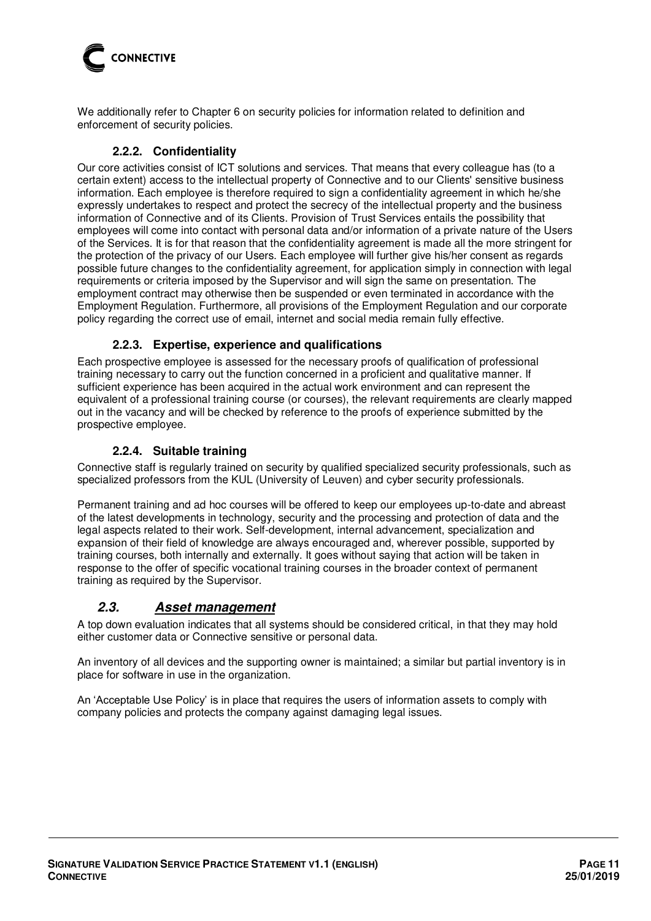We additionally refer to Chapter 6 on security policies for information related to definition and enforcement of security policies.

#### 2.2.2. Confidentiality

Our core activities consist of ICT solutions and services. That means that every colleague has (to a certain extent) access to the intellectual property of Connective and to our Clients' sensitive business information. Each employee is therefore required to sign a confidentiality agreement in which he/she expressly undertakes to respect and protect the secrecy of the intellectual property and the business information of Connective and of its Clients. Provision of Trust Services entails the possibility that employees will come into contact with personal data and/or information of a private nature of the Users of the Services. It is for that reason that the confidentiality agreement is made all the more stringent for the protection of the privacy of our Users. Each employee will further give his/her consent as regards possible future changes to the confidentiality agreement, for application simply in connection with legal requirements or criteria imposed by the Supervisor and will sign the same on presentation. The employment contract may otherwise then be suspended or even terminated in accordance with the Employment Regulation. Furthermore, all provisions of the Employment Regulation and our corporate policy regarding the correct use of email, internet and social media remain fully effective.

#### 2.2.3. Expertise, experience and qualifications

Each prospective employee is assessed for the necessary proofs of qualification of professional training necessary to carry out the function concerned in a proficient and qualitative manner. If sufficient experience has been acquired in the actual work environment and can represent the equivalent of a professional training course (or courses), the relevant requirements are clearly mapped out in the vacancy and will be checked by reference to the proofs of experience submitted by the prospective employee.

#### 2.2.4. Suitable training

Connective staff is regularly trained on security by qualified specialized security professionals, such as specialized professors from the KUL (University of Leuven) and cyber security professionals.

Permanent training and ad hoc courses will be offered to keep our employees up-to-date and abreast of the latest developments in technology, security and the processing and protection of data and the legal aspects related to their work. Self-development, internal advancement, specialization and expansion of their field of knowledge are always encouraged and, wherever possible, supported by training courses, both internally and externally. It goes without saying that action will be taken in response to the offer of specific vocational training courses in the broader context of permanent training as required by the Supervisor.

### *2.3. Asset management*

A top down evaluation indicates that all systems should be considered critical, in that they may hold either customer data or Connective sensitive or personal data.

An inventory of all devices and the supporting owner is maintained; a similar but partial inventory is in place for software in use in the organization.

An 'Acceptable Use Policy' is in place that requires the users of information assets to comply with company policies and protects the company against damaging legal issues.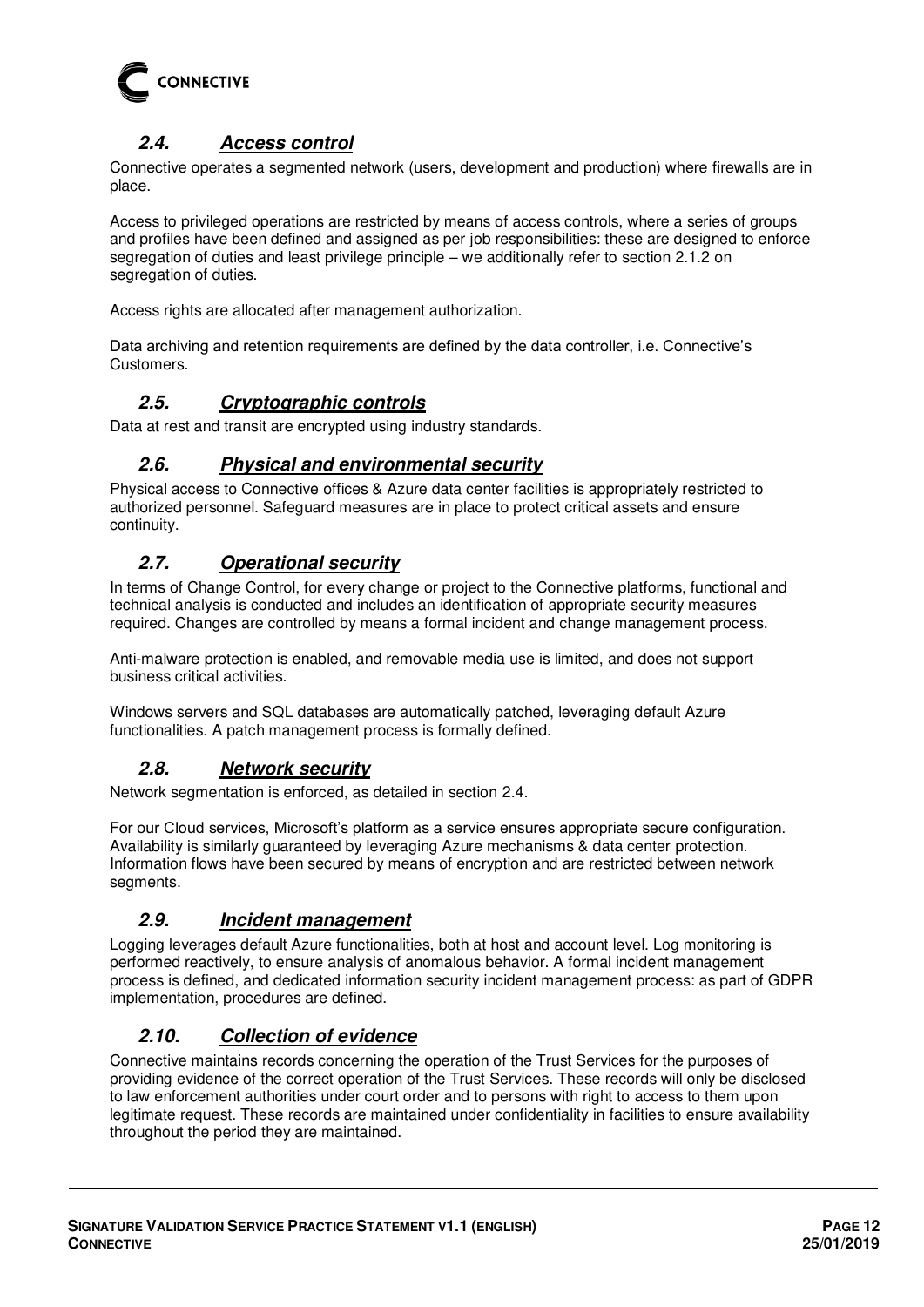### 2.4. Access control

Connective operates a segmented network (users, development and production) where firewalls are in place.

Access to privileged operations are restricted by means of access controls, where a series of groups and profiles have been defined and assigned as per job responsibilities: these are designed to enforce segregation of duties and least privilege principle – we additionally refer to section 2.1.2 on segregation of duties.

Access rights are allocated after management authorization.

Data archiving and retention requirements are defined by the data controller, i.e. Connective's Customers.

### 2.5. Cryptographic controls

Data at rest and transit are encrypted using industry standards.

### 2.6. Physical and environmental security

Physical access to Connective offices & Azure data center facilities is appropriately restricted to authorized personnel. Safeguard measures are in place to protect critical assets and ensure continuity.

### 2.7. Operational security

In terms of Change Control, for every change or project to the Connective platforms, functional and technical analysis is conducted and includes an identification of appropriate security measures required. Changes are controlled by means a formal incident and change management process.

Anti-malware protection is enabled, and removable media use is limited, and does not support business critical activities.

Windows servers and SQL databases are automatically patched, leveraging default Azure functionalities. A patch management process is formally defined.

### 2.8. Network security

Network segmentation is enforced, as detailed in section 2.4.

For our Cloud services, Microsoft's platform as a service ensures appropriate secure configuration. Availability is similarly guaranteed by leveraging Azure mechanisms & data center protection. Information flows have been secured by means of encryption and are restricted between network segments.

### 2.9. Incident management

Logging leverages default Azure functionalities, both at host and account level. Log monitoring is performed reactively, to ensure analysis of anomalous behavior. A formal incident management process is defined, and dedicated information security incident management process: as part of GDPR implementation, procedures are defined.

### 2.10. Collection of evidence

Connective maintains records concerning the operation of the Trust Services for the purposes of providing evidence of the correct operation of the Trust Services. These records will only be disclosed to law enforcement authorities under court order and to persons with right to access to them upon legitimate request. These records are maintained under confidentiality in facilities to ensure availability throughout the period they are maintained.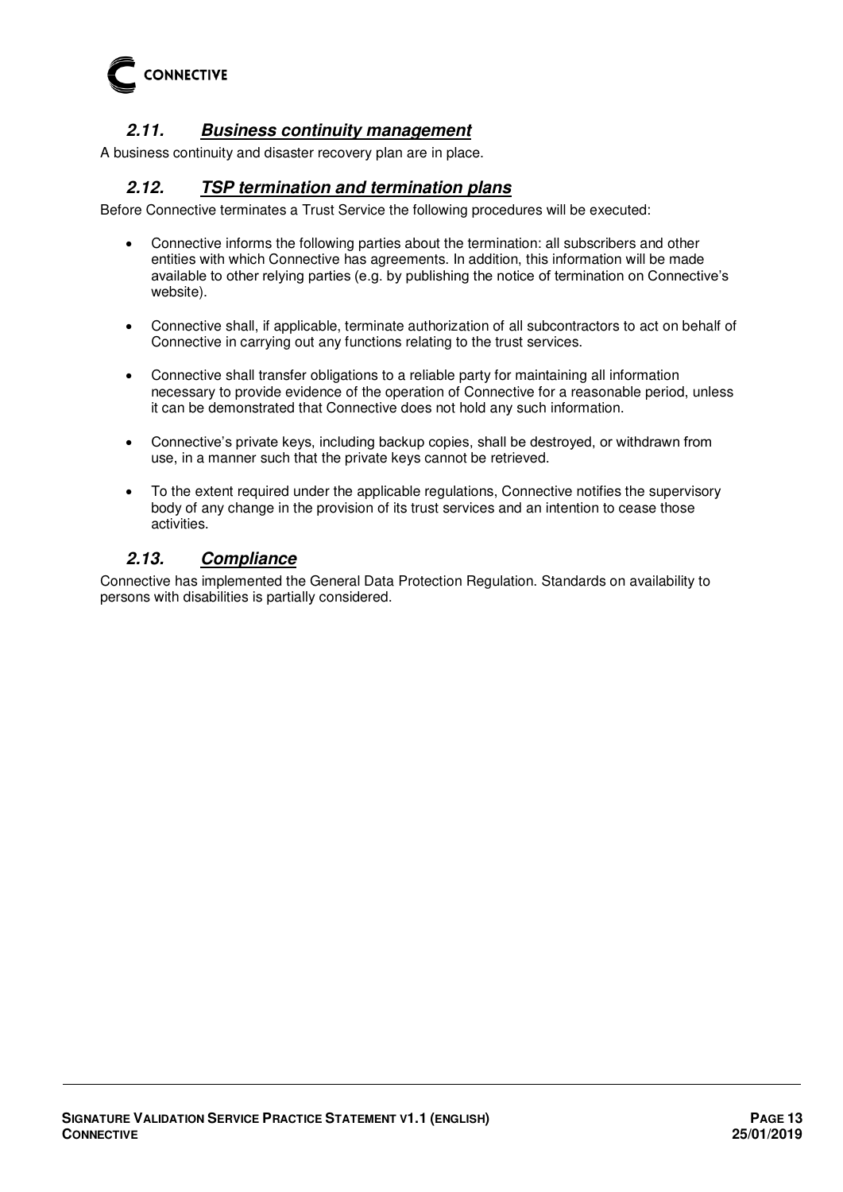## ***2.11. Business continuity management***

A business continuity and disaster recovery plan are in place.

## ***2.12. TSP termination and termination plans***

Before Connective terminates a Trust Service the following procedures will be executed:

- Connective informs the following parties about the termination: all subscribers and other entities with which Connective has agreements. In addition, this information will be made available to other relying parties (e.g. by publishing the notice of termination on Connective's website).

- Connective shall, if applicable, terminate authorization of all subcontractors to act on behalf of Connective in carrying out any functions relating to the trust services.

- Connective shall transfer obligations to a reliable party for maintaining all information necessary to provide evidence of the operation of Connective for a reasonable period, unless it can be demonstrated that Connective does not hold any such information.

- Connective's private keys, including backup copies, shall be destroyed, or withdrawn from use, in a manner such that the private keys cannot be retrieved.

- To the extent required under the applicable regulations, Connective notifies the supervisory body of any change in the provision of its trust services and an intention to cease those activities.

## ***2.13. Compliance***

Connective has implemented the General Data Protection Regulation. Standards on availability to persons with disabilities is partially considered.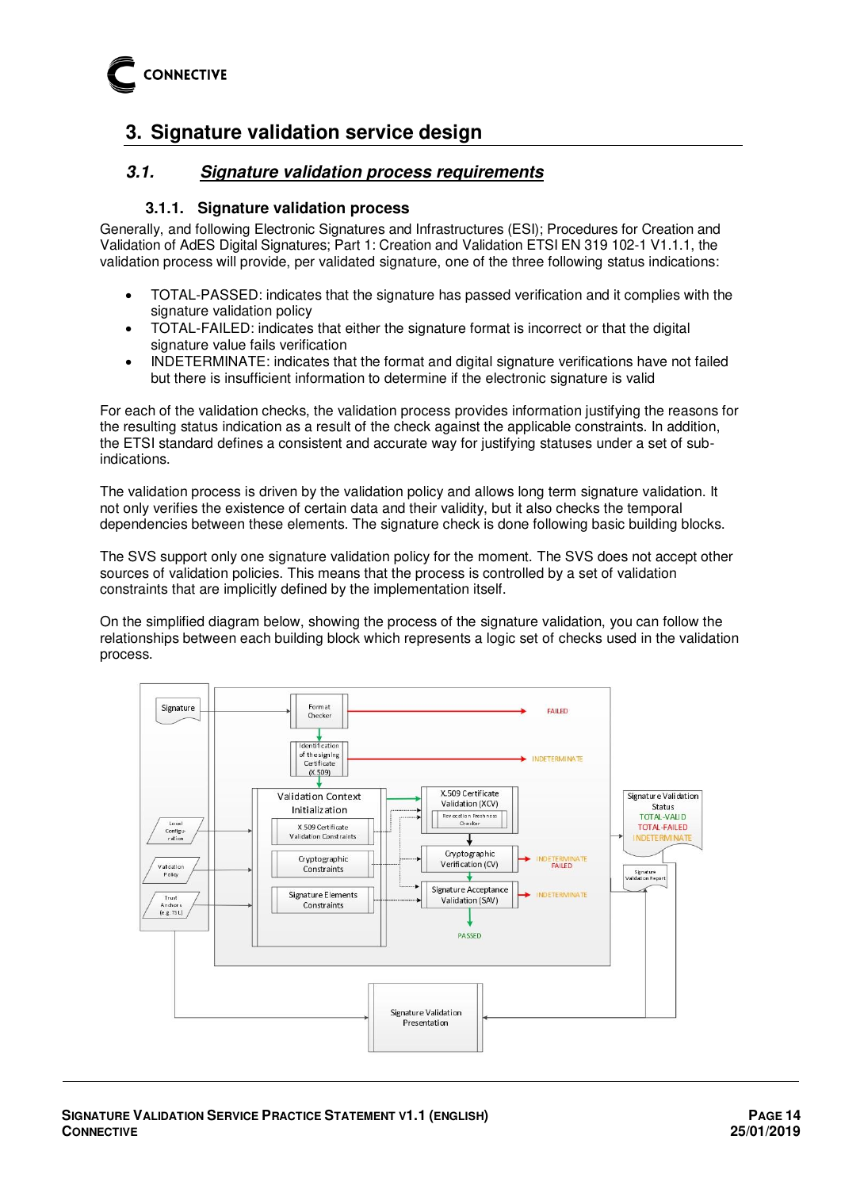# 3. Signature validation service design

## 3.1. *Signature validation process requirements*

### 3.1.1. Signature validation process

Generally, and following Electronic Signatures and Infrastructures (ESI); Procedures for Creation and Validation of AdES Digital Signatures; Part 1: Creation and Validation ETSI EN 319 102-1 V1.1.1, the validation process will provide, per validated signature, one of the three following status indications:

- TOTAL-PASSED: indicates that the signature has passed verification and it complies with the signature validation policy
- TOTAL-FAILED: indicates that either the signature format is incorrect or that the digital signature value fails verification
- INDETERMINATE: indicates that the format and digital signature verifications have not failed but there is insufficient information to determine if the electronic signature is valid

For each of the validation checks, the validation process provides information justifying the reasons for the resulting status indication as a result of the check against the applicable constraints. In addition, the ETSI standard defines a consistent and accurate way for justifying statuses under a set of sub-indications.

The validation process is driven by the validation policy and allows long term signature validation. It not only verifies the existence of certain data and their validity, but it also checks the temporal dependencies between these elements. The signature check is done following basic building blocks.

The SVS support only one signature validation policy for the moment. The SVS does not accept other sources of validation policies. This means that the process is controlled by a set of validation constraints that are implicitly defined by the implementation itself.

On the simplified diagram below, showing the process of the signature validation, you can follow the relationships between each building block which represents a logic set of checks used in the validation process.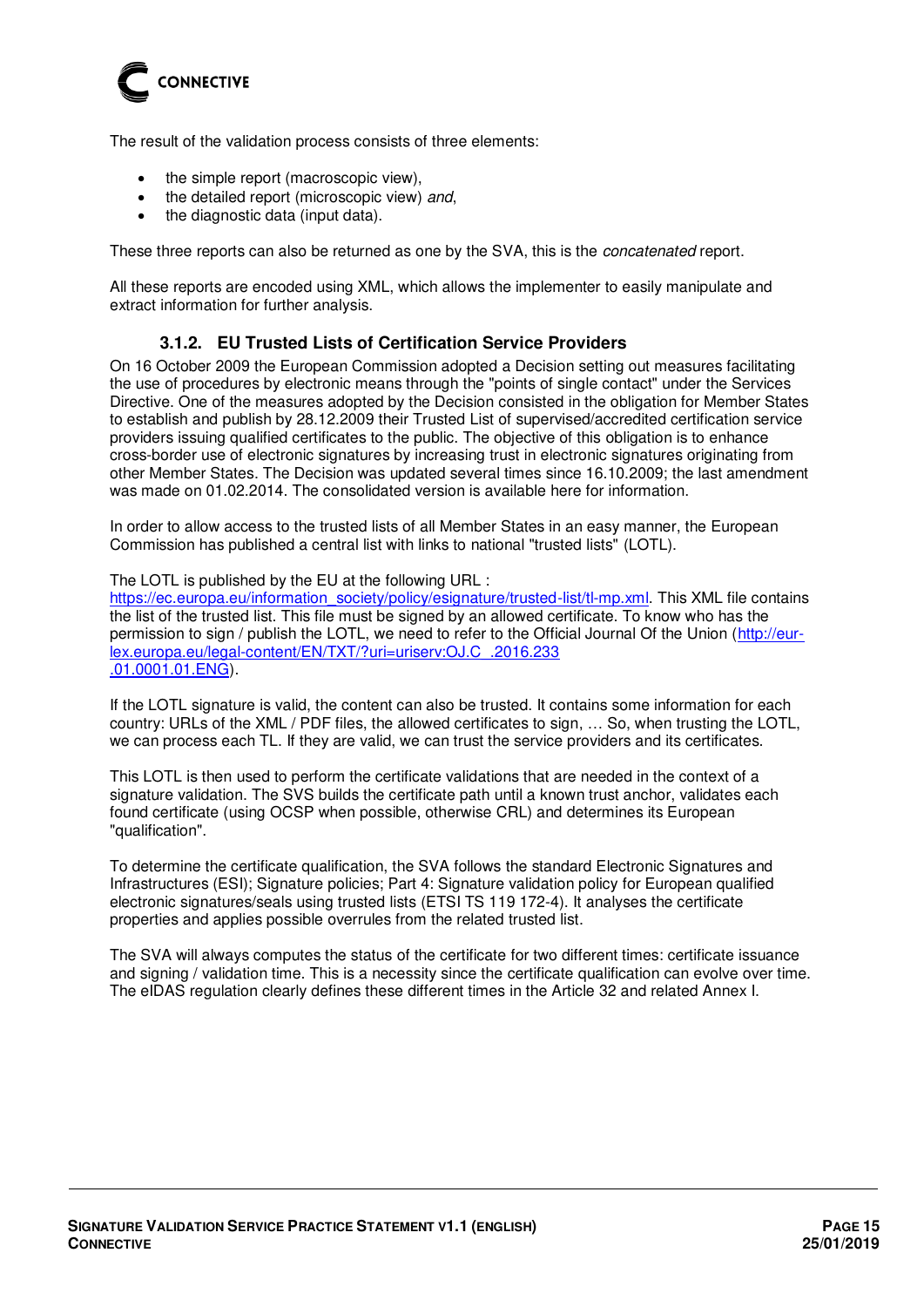The result of the validation process consists of three elements:

- the simple report (macroscopic view),
- the detailed report (microscopic view) *and*,
- the diagnostic data (input data).

These three reports can also be returned as one by the SVA, this is the *concatenated* report.

All these reports are encoded using XML, which allows the implementer to easily manipulate and extract information for further analysis.

### 3.1.2. EU Trusted Lists of Certification Service Providers

On 16 October 2009 the European Commission adopted a Decision setting out measures facilitating the use of procedures by electronic means through the "points of single contact" under the Services Directive. One of the measures adopted by the Decision consisted in the obligation for Member States to establish and publish by 28.12.2009 their Trusted List of supervised/accredited certification service providers issuing qualified certificates to the public. The objective of this obligation is to enhance cross-border use of electronic signatures by increasing trust in electronic signatures originating from other Member States. The Decision was updated several times since 16.10.2009; the last amendment was made on 01.02.2014. The consolidated version is available here for information.

In order to allow access to the trusted lists of all Member States in an easy manner, the European Commission has published a central list with links to national "trusted lists" (LOTL).

The LOTL is published by the EU at the following URL : [https://ec.europa.eu/information_society/policy/esignature/trusted-list/tl-mp.xml](https://ec.europa.eu/information_society/policy/esignature/trusted-list/tl-mp.xml). This XML file contains the list of the trusted list. This file must be signed by an allowed certificate. To know who has the permission to sign / publish the LOTL, we need to refer to the Official Journal Of the Union ([http://eur-lex.europa.eu/legal-content/EN/TXT/?uri=uriserv:OJ.C_.2016.233.01.0001.01.ENG](http://eur-lex.europa.eu/legal-content/EN/TXT/?uri=uriserv:OJ.C_.2016.233.01.0001.01.ENG)).

If the LOTL signature is valid, the content can also be trusted. It contains some information for each country: URLs of the XML / PDF files, the allowed certificates to sign, … So, when trusting the LOTL, we can process each TL. If they are valid, we can trust the service providers and its certificates.

This LOTL is then used to perform the certificate validations that are needed in the context of a signature validation. The SVS builds the certificate path until a known trust anchor, validates each found certificate (using OCSP when possible, otherwise CRL) and determines its European "qualification".

To determine the certificate qualification, the SVA follows the standard Electronic Signatures and Infrastructures (ESI); Signature policies; Part 4: Signature validation policy for European qualified electronic signatures/seals using trusted lists (ETSI TS 119 172-4). It analyses the certificate properties and applies possible overrules from the related trusted list.

The SVA will always computes the status of the certificate for two different times: certificate issuance and signing / validation time. This is a necessity since the certificate qualification can evolve over time. The eIDAS regulation clearly defines these different times in the Article 32 and related Annex I.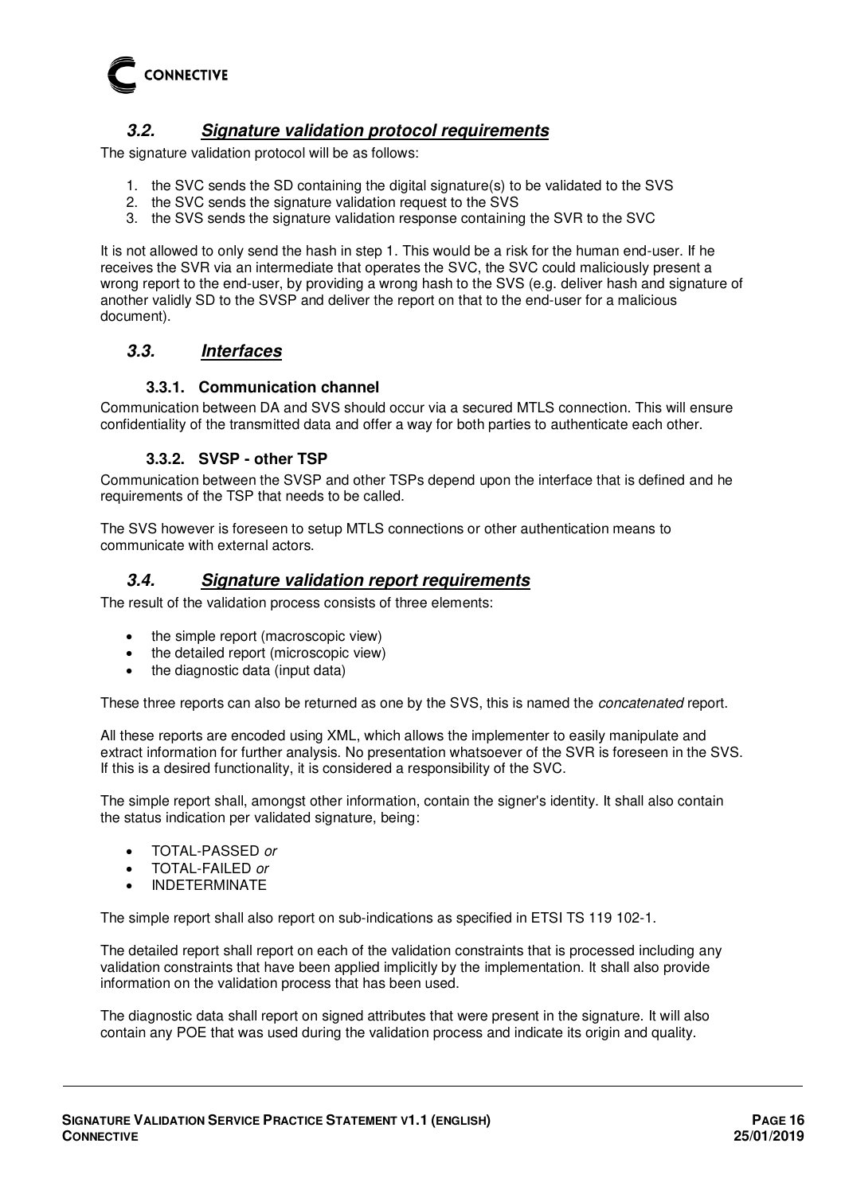## 3.2. Signature validation protocol requirements

The signature validation protocol will be as follows:

1. the SVC sends the SD containing the digital signature(s) to be validated to the SVS
2. the SVC sends the signature validation request to the SVS
3. the SVS sends the signature validation response containing the SVR to the SVC

It is not allowed to only send the hash in step 1. This would be a risk for the human end-user. If he receives the SVR via an intermediate that operates the SVC, the SVC could maliciously present a wrong report to the end-user, by providing a wrong hash to the SVS (e.g. deliver hash and signature of another validly SD to the SVSP and deliver the report on that to the end-user for a malicious document).

## 3.3. Interfaces

### 3.3.1. Communication channel

Communication between DA and SVS should occur via a secured MTLS connection. This will ensure confidentiality of the transmitted data and offer a way for both parties to authenticate each other.

### 3.3.2. SVSP - other TSP

Communication between the SVSP and other TSPs depend upon the interface that is defined and he requirements of the TSP that needs to be called.

The SVS however is foreseen to setup MTLS connections or other authentication means to communicate with external actors.

## 3.4. Signature validation report requirements

The result of the validation process consists of three elements:

- the simple report (macroscopic view)
- the detailed report (microscopic view)
- the diagnostic data (input data)

These three reports can also be returned as one by the SVS, this is named the *concatenated* report.

All these reports are encoded using XML, which allows the implementer to easily manipulate and extract information for further analysis. No presentation whatsoever of the SVR is foreseen in the SVS. If this is a desired functionality, it is considered a responsibility of the SVC.

The simple report shall, amongst other information, contain the signer's identity. It shall also contain the status indication per validated signature, being:

- TOTAL-PASSED *or*
- TOTAL-FAILED *or*
- INDETERMINATE

The simple report shall also report on sub-indications as specified in ETSI TS 119 102-1.

The detailed report shall report on each of the validation constraints that is processed including any validation constraints that have been applied implicitly by the implementation. It shall also provide information on the validation process that has been used.

The diagnostic data shall report on signed attributes that were present in the signature. It will also contain any POE that was used during the validation process and indicate its origin and quality.